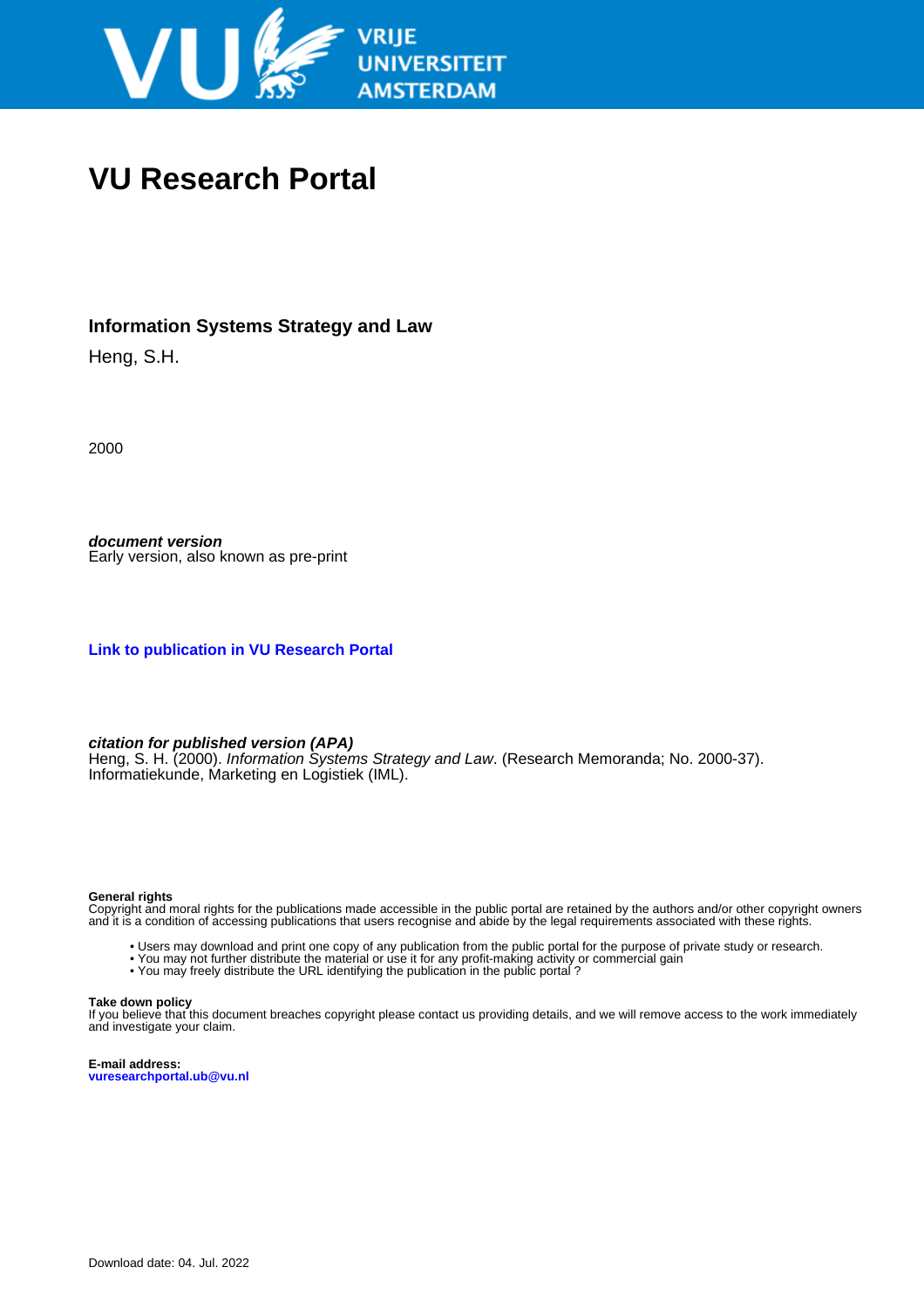# VU Research Portal

### Information Systems Strategy and Law

Heng, S.H.

2000

***document version***
Early version, also known as pre-print

**Link to publication in VU Research Portal**

***citation for published version (APA)***
Heng, S. H. (2000). *Information Systems Strategy and Law*. (Research Memoranda; No. 2000-37). Informatiekunde, Marketing en Logistiek (IML).

**General rights**
Copyright and moral rights for the publications made accessible in the public portal are retained by the authors and/or other copyright owners and it is a condition of accessing publications that users recognise and abide by the legal requirements associated with these rights.

- Users may download and print one copy of any publication from the public portal for the purpose of private study or research.
- You may not further distribute the material or use it for any profit-making activity or commercial gain
- You may freely distribute the URL identifying the publication in the public portal ?

**Take down policy**
If you believe that this document breaches copyright please contact us providing details, and we will remove access to the work immediately and investigate your claim.

**E-mail address:**
**vuresearchportal.ub@vu.nl**

Download date: 04. Jul. 2022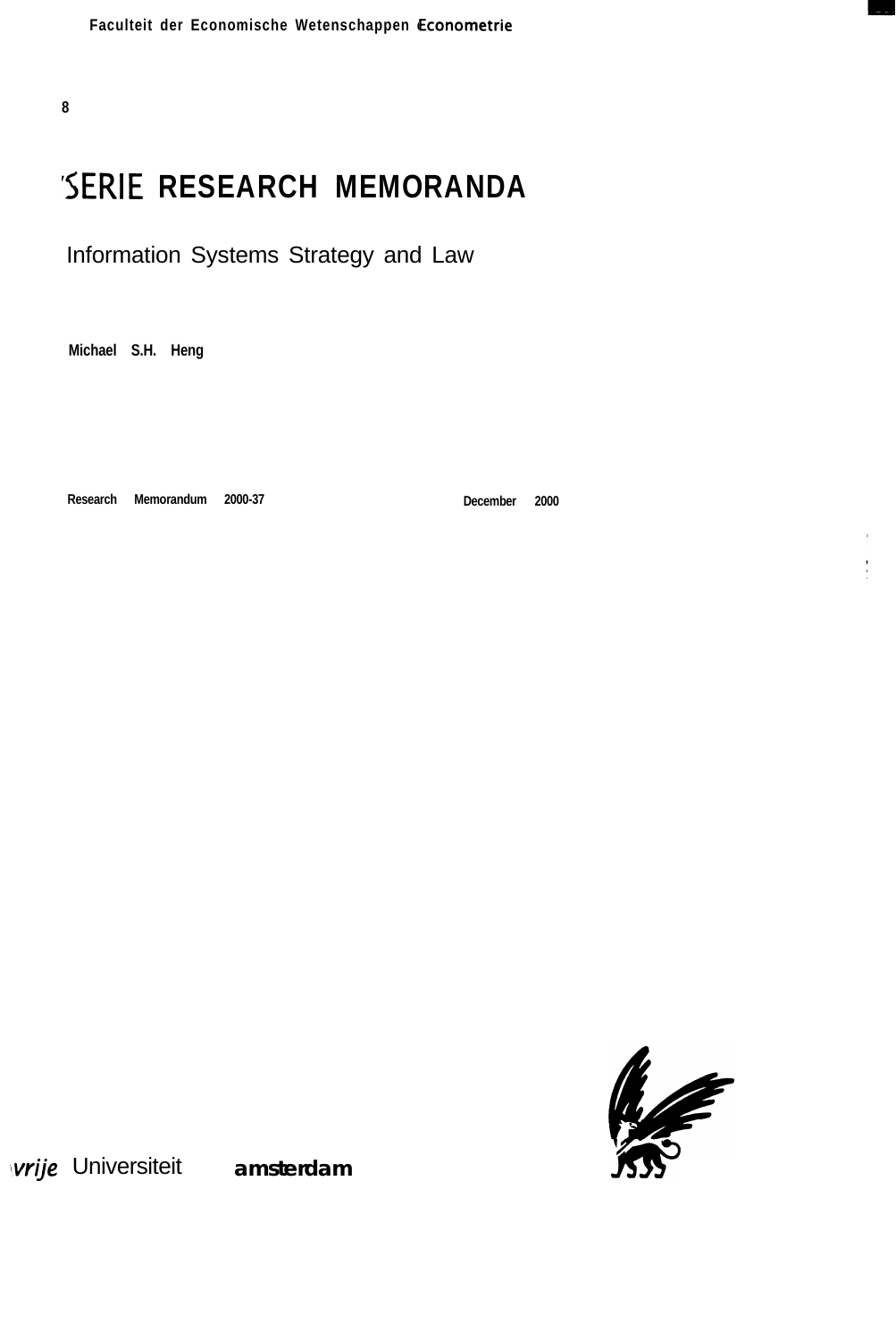Faculteit der Economische Wetenschappen en Econometrie

8

# SERIE RESEARCH MEMORANDA

## Information Systems Strategy and Law

**Michael S.H. Heng**

**Research Memorandum 2000-37**

**December 2000**

vrije Universiteit amsterdam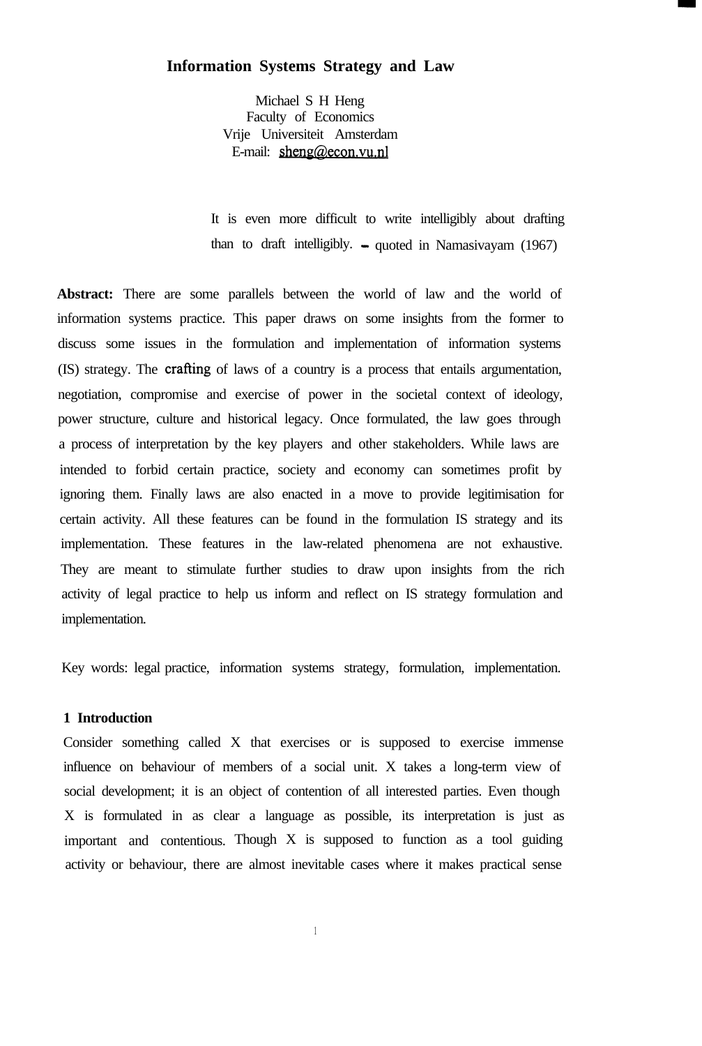# Information Systems Strategy and Law

Michael S H Heng
Faculty of Economics
Vrije Universiteit Amsterdam
E-mail: sheng@econ.vu.nl

> It is even more difficult to write intelligibly about drafting than to draft intelligibly. – quoted in Namasivayam (1967)

**Abstract:** There are some parallels between the world of law and the world of information systems practice. This paper draws on some insights from the former to discuss some issues in the formulation and implementation of information systems (IS) strategy. The crafting of laws of a country is a process that entails argumentation, negotiation, compromise and exercise of power in the societal context of ideology, power structure, culture and historical legacy. Once formulated, the law goes through a process of interpretation by the key players and other stakeholders. While laws are intended to forbid certain practice, society and economy can sometimes profit by ignoring them. Finally laws are also enacted in a move to provide legitimisation for certain activity. All these features can be found in the formulation IS strategy and its implementation. These features in the law-related phenomena are not exhaustive. They are meant to stimulate further studies to draw upon insights from the rich activity of legal practice to help us inform and reflect on IS strategy formulation and implementation.

Key words: legal practice, information systems strategy, formulation, implementation.

## 1 Introduction

Consider something called X that exercises or is supposed to exercise immense influence on behaviour of members of a social unit. X takes a long-term view of social development; it is an object of contention of all interested parties. Even though X is formulated in as clear a language as possible, its interpretation is just as important and contentious. Though X is supposed to function as a tool guiding activity or behaviour, there are almost inevitable cases where it makes practical sense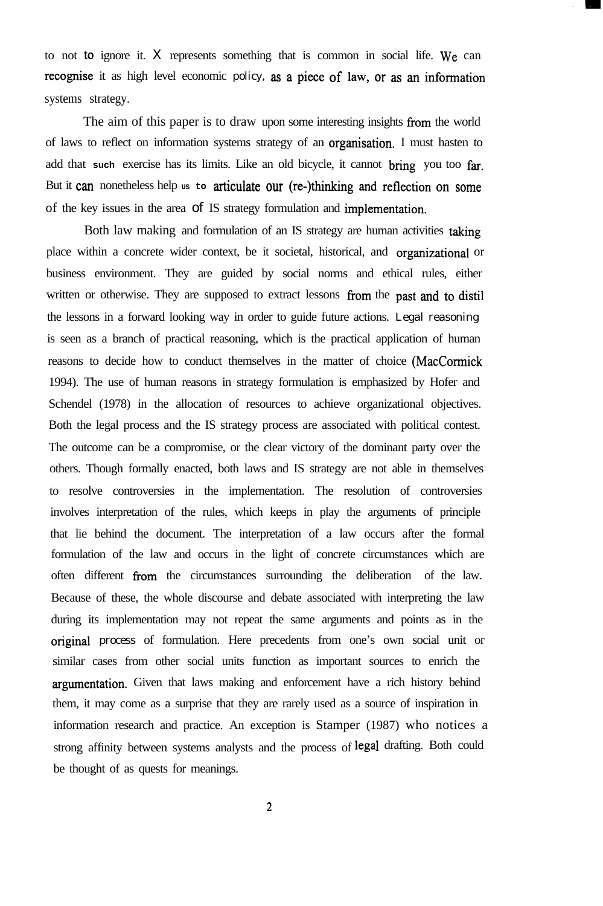to not to ignore it. X represents something that is common in social life. We can recognise it as high level economic policy, as a piece of law, or as an information systems strategy.

The aim of this paper is to draw upon some interesting insights from the world of laws to reflect on information systems strategy of an organisation. I must hasten to add that such exercise has its limits. Like an old bicycle, it cannot bring you too far. But it can nonetheless help us to articulate our (re-)thinking and reflection on some of the key issues in the area of IS strategy formulation and implementation.

Both law making and formulation of an IS strategy are human activities taking place within a concrete wider context, be it societal, historical, and organizational or business environment. They are guided by social norms and ethical rules, either written or otherwise. They are supposed to extract lessons from the past and to distil the lessons in a forward looking way in order to guide future actions. Legal reasoning is seen as a branch of practical reasoning, which is the practical application of human reasons to decide how to conduct themselves in the matter of choice (MacCormick 1994). The use of human reasons in strategy formulation is emphasized by Hofer and Schendel (1978) in the allocation of resources to achieve organizational objectives. Both the legal process and the IS strategy process are associated with political contest. The outcome can be a compromise, or the clear victory of the dominant party over the others. Though formally enacted, both laws and IS strategy are not able in themselves to resolve controversies in the implementation. The resolution of controversies involves interpretation of the rules, which keeps in play the arguments of principle that lie behind the document. The interpretation of a law occurs after the formal formulation of the law and occurs in the light of concrete circumstances which are often different from the circumstances surrounding the deliberation of the law. Because of these, the whole discourse and debate associated with interpreting the law during its implementation may not repeat the same arguments and points as in the original process of formulation. Here precedents from one's own social unit or similar cases from other social units function as important sources to enrich the argumentation. Given that laws making and enforcement have a rich history behind them, it may come as a surprise that they are rarely used as a source of inspiration in information research and practice. An exception is Stamper (1987) who notices a strong affinity between systems analysts and the process of legal drafting. Both could be thought of as quests for meanings.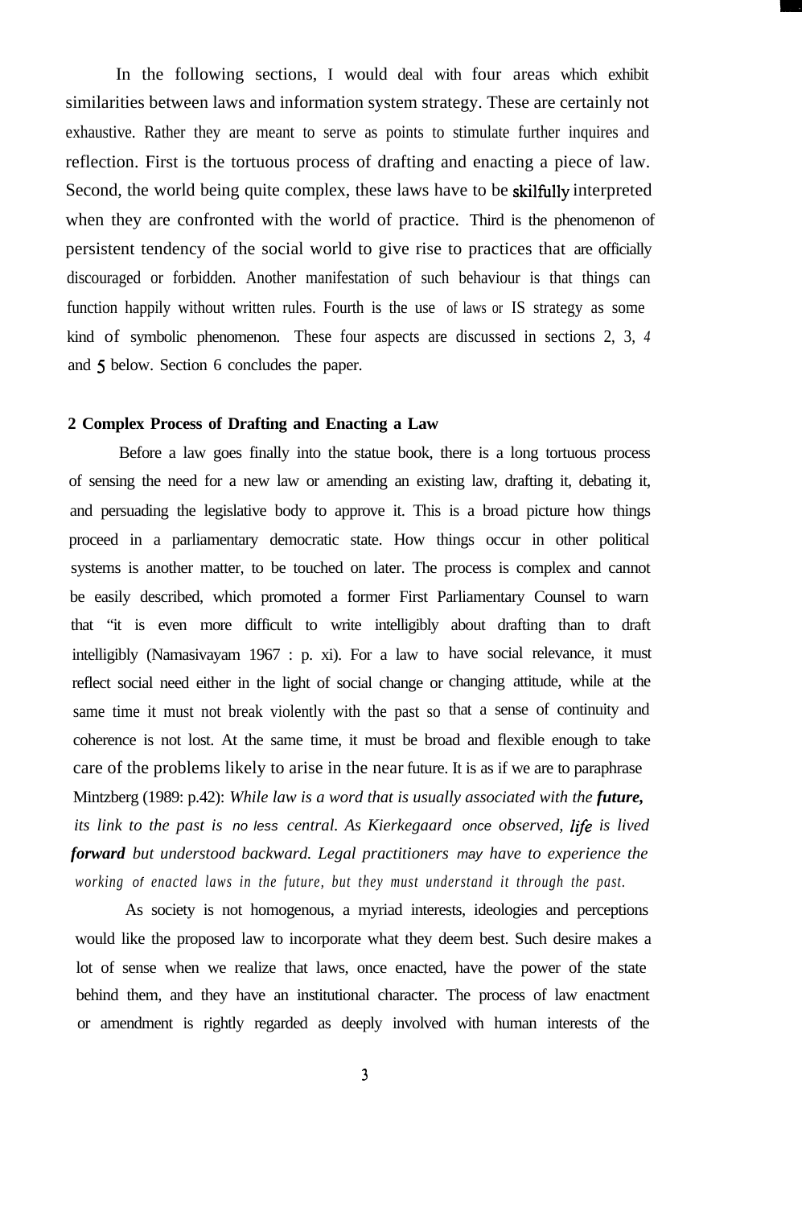In the following sections, I would deal with four areas which exhibit similarities between laws and information system strategy. These are certainly not exhaustive. Rather they are meant to serve as points to stimulate further inquires and reflection. First is the tortuous process of drafting and enacting a piece of law. Second, the world being quite complex, these laws have to be skilfully interpreted when they are confronted with the world of practice. Third is the phenomenon of persistent tendency of the social world to give rise to practices that are officially discouraged or forbidden. Another manifestation of such behaviour is that things can function happily without written rules. Fourth is the use of laws or IS strategy as some kind of symbolic phenomenon. These four aspects are discussed in sections 2, 3, 4 and 5 below. Section 6 concludes the paper.

## 2 Complex Process of Drafting and Enacting a Law

Before a law goes finally into the statue book, there is a long tortuous process of sensing the need for a new law or amending an existing law, drafting it, debating it, and persuading the legislative body to approve it. This is a broad picture how things proceed in a parliamentary democratic state. How things occur in other political systems is another matter, to be touched on later. The process is complex and cannot be easily described, which promoted a former First Parliamentary Counsel to warn that "it is even more difficult to write intelligibly about drafting than to draft intelligibly (Namasivayam 1967 : p. xi). For a law to have social relevance, it must reflect social need either in the light of social change or changing attitude, while at the same time it must not break violently with the past so that a sense of continuity and coherence is not lost. At the same time, it must be broad and flexible enough to take care of the problems likely to arise in the near future. It is as if we are to paraphrase Mintzberg (1989: p.42): *While law is a word that is usually associated with the* ***future,*** *its link to the past is no less central. As Kierkegaard once observed, life is lived* ***forward*** *but understood backward. Legal practitioners may have to experience the working of enacted laws in the future, but they must understand it through the past.*

As society is not homogenous, a myriad interests, ideologies and perceptions would like the proposed law to incorporate what they deem best. Such desire makes a lot of sense when we realize that laws, once enacted, have the power of the state behind them, and they have an institutional character. The process of law enactment or amendment is rightly regarded as deeply involved with human interests of the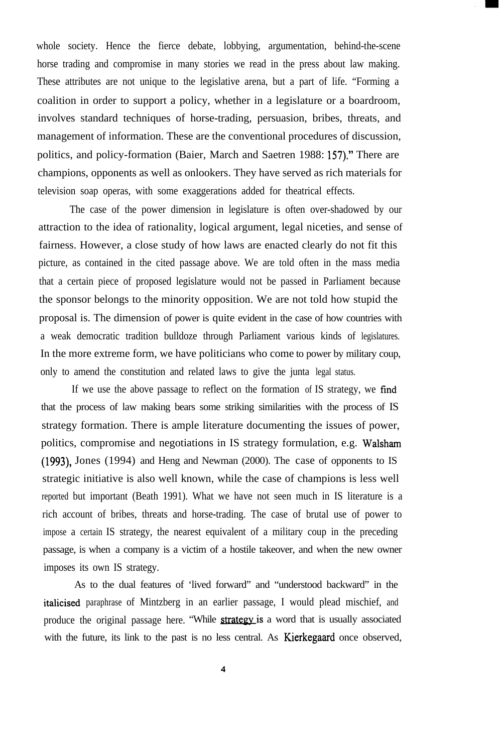whole society. Hence the fierce debate, lobbying, argumentation, behind-the-scene horse trading and compromise in many stories we read in the press about law making. These attributes are not unique to the legislative arena, but a part of life. "Forming a coalition in order to support a policy, whether in a legislature or a boardroom, involves standard techniques of horse-trading, persuasion, bribes, threats, and management of information. These are the conventional procedures of discussion, politics, and policy-formation (Baier, March and Saetren 1988: 157)." There are champions, opponents as well as onlookers. They have served as rich materials for television soap operas, with some exaggerations added for theatrical effects.

The case of the power dimension in legislature is often over-shadowed by our attraction to the idea of rationality, logical argument, legal niceties, and sense of fairness. However, a close study of how laws are enacted clearly do not fit this picture, as contained in the cited passage above. We are told often in the mass media that a certain piece of proposed legislature would not be passed in Parliament because the sponsor belongs to the minority opposition. We are not told how stupid the proposal is. The dimension of power is quite evident in the case of how countries with a weak democratic tradition bulldoze through Parliament various kinds of legislatures. In the more extreme form, we have politicians who come to power by military coup, only to amend the constitution and related laws to give the junta legal status.

If we use the above passage to reflect on the formation of IS strategy, we find that the process of law making bears some striking similarities with the process of IS strategy formation. There is ample literature documenting the issues of power, politics, compromise and negotiations in IS strategy formulation, e.g. Walsham (1993), Jones (1994) and Heng and Newman (2000). The case of opponents to IS strategic initiative is also well known, while the case of champions is less well reported but important (Beath 1991). What we have not seen much in IS literature is a rich account of bribes, threats and horse-trading. The case of brutal use of power to impose a certain IS strategy, the nearest equivalent of a military coup in the preceding passage, is when a company is a victim of a hostile takeover, and when the new owner imposes its own IS strategy.

As to the dual features of 'lived forward" and "understood backward" in the italicised paraphrase of Mintzberg in an earlier passage, I would plead mischief, and produce the original passage here. "While strategy is a word that is usually associated with the future, its link to the past is no less central. As Kierkegaard once observed,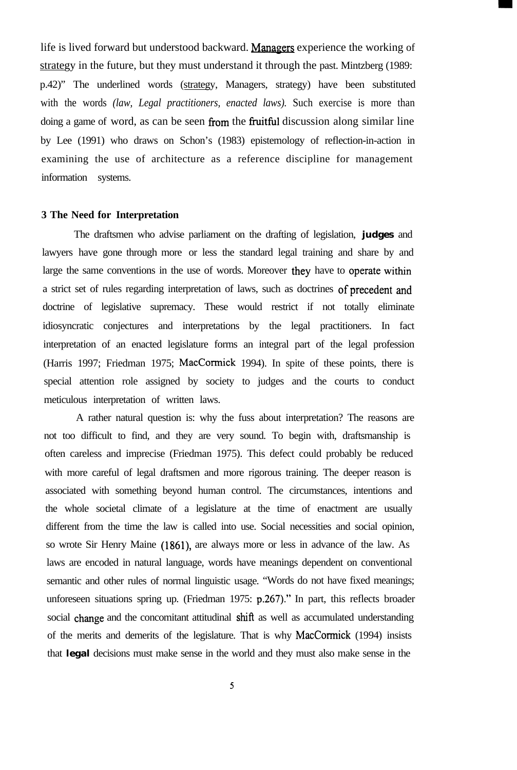life is lived forward but understood backward. Managers experience the working of strategy in the future, but they must understand it through the past. Mintzberg (1989: p.42)" The underlined words (strategy, Managers, strategy) have been substituted with the words *(law, Legal practitioners, enacted laws).* Such exercise is more than doing a game of word, as can be seen from the fruitful discussion along similar line by Lee (1991) who draws on Schon's (1983) epistemology of reflection-in-action in examining the use of architecture as a reference discipline for management information systems.

### 3 The Need for Interpretation

The draftsmen who advise parliament on the drafting of legislation, **judges** and lawyers have gone through more or less the standard legal training and share by and large the same conventions in the use of words. Moreover they have to operate within a strict set of rules regarding interpretation of laws, such as doctrines of precedent and doctrine of legislative supremacy. These would restrict if not totally eliminate idiosyncratic conjectures and interpretations by the legal practitioners. In fact interpretation of an enacted legislature forms an integral part of the legal profession (Harris 1997; Friedman 1975; MacCormick 1994). In spite of these points, there is special attention role assigned by society to judges and the courts to conduct meticulous interpretation of written laws.

A rather natural question is: why the fuss about interpretation? The reasons are not too difficult to find, and they are very sound. To begin with, draftsmanship is often careless and imprecise (Friedman 1975). This defect could probably be reduced with more careful of legal draftsmen and more rigorous training. The deeper reason is associated with something beyond human control. The circumstances, intentions and the whole societal climate of a legislature at the time of enactment are usually different from the time the law is called into use. Social necessities and social opinion, so wrote Sir Henry Maine (1861), are always more or less in advance of the law. As laws are encoded in natural language, words have meanings dependent on conventional semantic and other rules of normal linguistic usage. "Words do not have fixed meanings; unforeseen situations spring up. (Friedman 1975: p.267)." In part, this reflects broader social change and the concomitant attitudinal shift as well as accumulated understanding of the merits and demerits of the legislature. That is why MacCormick (1994) insists that **legal** decisions must make sense in the world and they must also make sense in the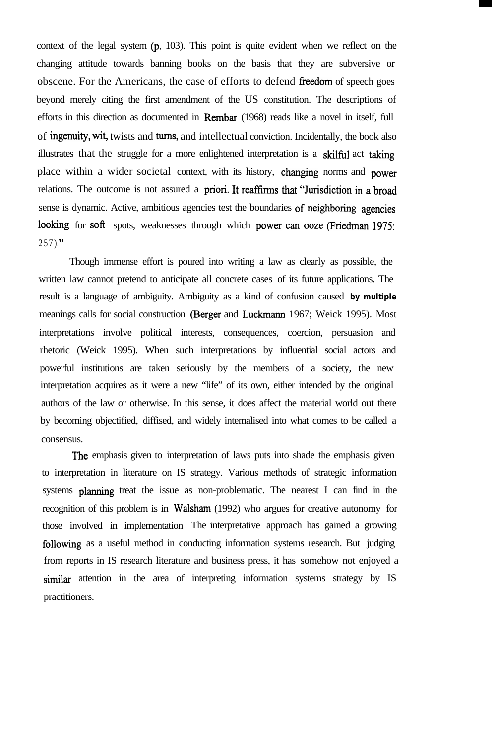context of the legal system (p. 103). This point is quite evident when we reflect on the changing attitude towards banning books on the basis that they are subversive or obscene. For the Americans, the case of efforts to defend freedom of speech goes beyond merely citing the first amendment of the US constitution. The descriptions of efforts in this direction as documented in Rembar (1968) reads like a novel in itself, full of ingenuity, wit, twists and turns, and intellectual conviction. Incidentally, the book also illustrates that the struggle for a more enlightened interpretation is a skilful act taking place within a wider societal context, with its history, changing norms and power relations. The outcome is not assured a priori. It reaffirms that "Jurisdiction in a broad sense is dynamic. Active, ambitious agencies test the boundaries of neighboring agencies looking for soft spots, weaknesses through which power can ooze (Friedman 1975: 257)."

Though immense effort is poured into writing a law as clearly as possible, the written law cannot pretend to anticipate all concrete cases of its future applications. The result is a language of ambiguity. Ambiguity as a kind of confusion caused by multiple meanings calls for social construction (Berger and Luckmann 1967; Weick 1995). Most interpretations involve political interests, consequences, coercion, persuasion and rhetoric (Weick 1995). When such interpretations by influential social actors and powerful institutions are taken seriously by the members of a society, the new interpretation acquires as it were a new "life" of its own, either intended by the original authors of the law or otherwise. In this sense, it does affect the material world out there by becoming objectified, diffised, and widely internalised into what comes to be called a consensus.

The emphasis given to interpretation of laws puts into shade the emphasis given to interpretation in literature on IS strategy. Various methods of strategic information systems planning treat the issue as non-problematic. The nearest I can find in the recognition of this problem is in Walsham (1992) who argues for creative autonomy for those involved in implementation The interpretative approach has gained a growing following as a useful method in conducting information systems research. But judging from reports in IS research literature and business press, it has somehow not enjoyed a similar attention in the area of interpreting information systems strategy by IS practitioners.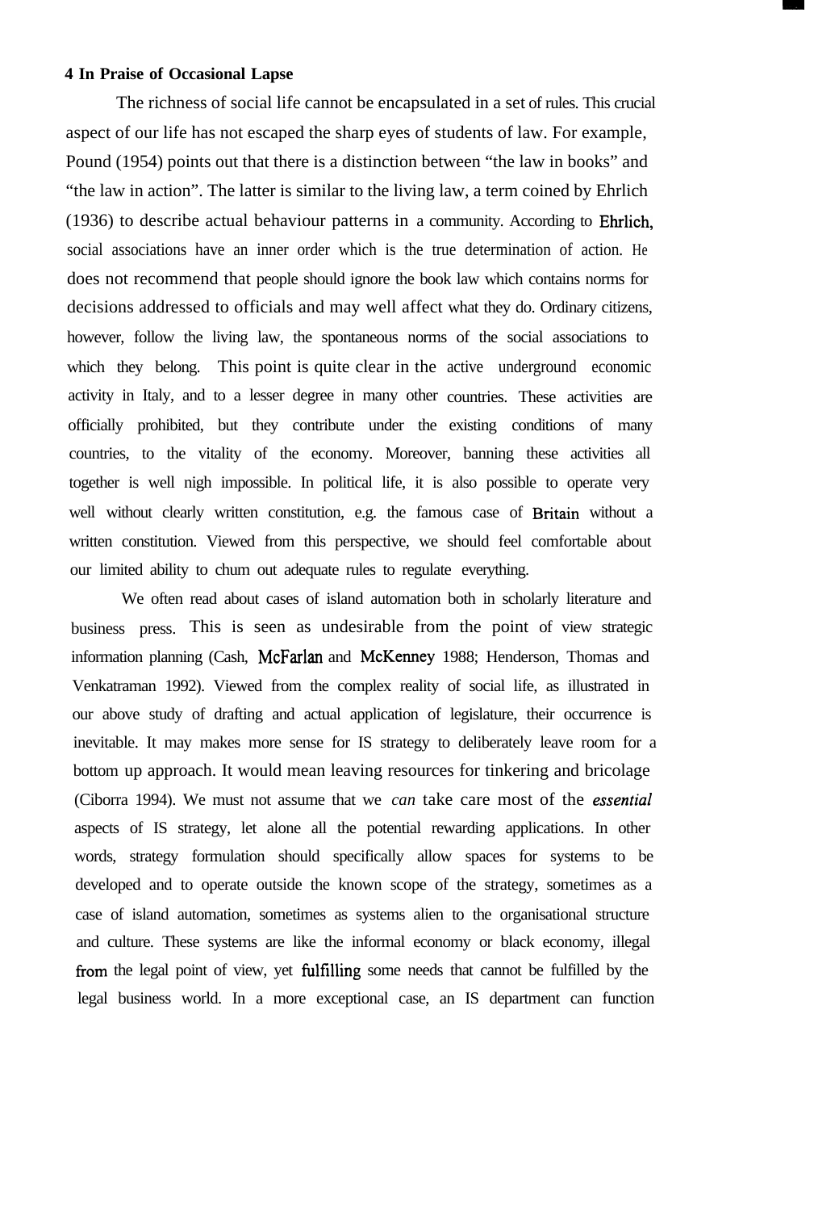## 4 In Praise of Occasional Lapse

The richness of social life cannot be encapsulated in a set of rules. This crucial aspect of our life has not escaped the sharp eyes of students of law. For example, Pound (1954) points out that there is a distinction between "the law in books" and "the law in action". The latter is similar to the living law, a term coined by Ehrlich (1936) to describe actual behaviour patterns in a community. According to Ehrlich, social associations have an inner order which is the true determination of action. He does not recommend that people should ignore the book law which contains norms for decisions addressed to officials and may well affect what they do. Ordinary citizens, however, follow the living law, the spontaneous norms of the social associations to which they belong. This point is quite clear in the active underground economic activity in Italy, and to a lesser degree in many other countries. These activities are officially prohibited, but they contribute under the existing conditions of many countries, to the vitality of the economy. Moreover, banning these activities all together is well nigh impossible. In political life, it is also possible to operate very well without clearly written constitution, e.g. the famous case of Britain without a written constitution. Viewed from this perspective, we should feel comfortable about our limited ability to chum out adequate rules to regulate everything.

We often read about cases of island automation both in scholarly literature and business press. This is seen as undesirable from the point of view strategic information planning (Cash, McFarlan and McKenney 1988; Henderson, Thomas and Venkatraman 1992). Viewed from the complex reality of social life, as illustrated in our above study of drafting and actual application of legislature, their occurrence is inevitable. It may makes more sense for IS strategy to deliberately leave room for a bottom up approach. It would mean leaving resources for tinkering and bricolage (Ciborra 1994). We must not assume that we *can* take care most of the *essential* aspects of IS strategy, let alone all the potential rewarding applications. In other words, strategy formulation should specifically allow spaces for systems to be developed and to operate outside the known scope of the strategy, sometimes as a case of island automation, sometimes as systems alien to the organisational structure and culture. These systems are like the informal economy or black economy, illegal from the legal point of view, yet fulfilling some needs that cannot be fulfilled by the legal business world. In a more exceptional case, an IS department can function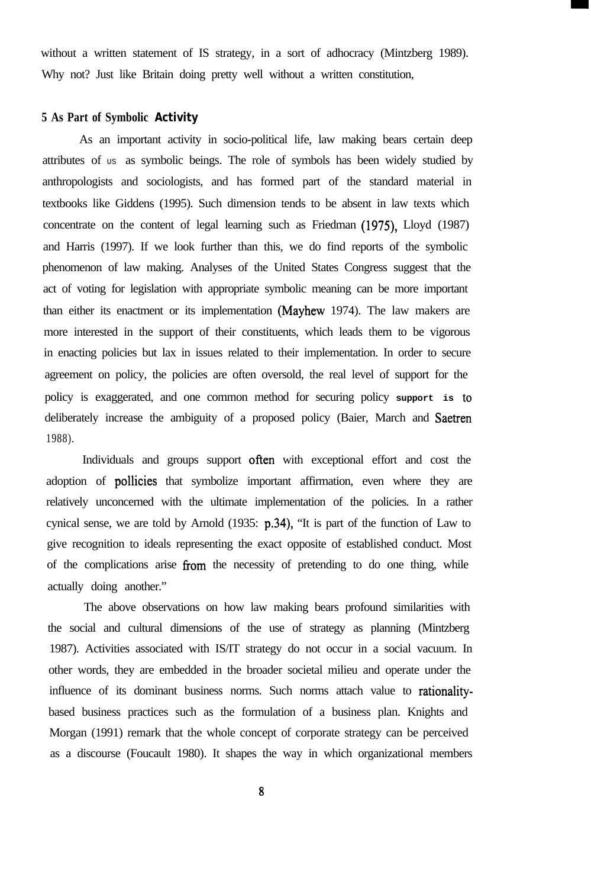without a written statement of IS strategy, in a sort of adhocracy (Mintzberg 1989). Why not? Just like Britain doing pretty well without a written constitution,

### 5 As Part of Symbolic Activity

As an important activity in socio-political life, law making bears certain deep attributes of us as symbolic beings. The role of symbols has been widely studied by anthropologists and sociologists, and has formed part of the standard material in textbooks like Giddens (1995). Such dimension tends to be absent in law texts which concentrate on the content of legal learning such as Friedman (1975), Lloyd (1987) and Harris (1997). If we look further than this, we do find reports of the symbolic phenomenon of law making. Analyses of the United States Congress suggest that the act of voting for legislation with appropriate symbolic meaning can be more important than either its enactment or its implementation (Mayhew 1974). The law makers are more interested in the support of their constituents, which leads them to be vigorous in enacting policies but lax in issues related to their implementation. In order to secure agreement on policy, the policies are often oversold, the real level of support for the policy is exaggerated, and one common method for securing policy support is to deliberately increase the ambiguity of a proposed policy (Baier, March and Saetren 1988).

Individuals and groups support often with exceptional effort and cost the adoption of pollicies that symbolize important affirmation, even where they are relatively unconcerned with the ultimate implementation of the policies. In a rather cynical sense, we are told by Arnold (1935: p.34), "It is part of the function of Law to give recognition to ideals representing the exact opposite of established conduct. Most of the complications arise from the necessity of pretending to do one thing, while actually doing another."

The above observations on how law making bears profound similarities with the social and cultural dimensions of the use of strategy as planning (Mintzberg 1987). Activities associated with IS/IT strategy do not occur in a social vacuum. In other words, they are embedded in the broader societal milieu and operate under the influence of its dominant business norms. Such norms attach value to rationality-based business practices such as the formulation of a business plan. Knights and Morgan (1991) remark that the whole concept of corporate strategy can be perceived as a discourse (Foucault 1980). It shapes the way in which organizational members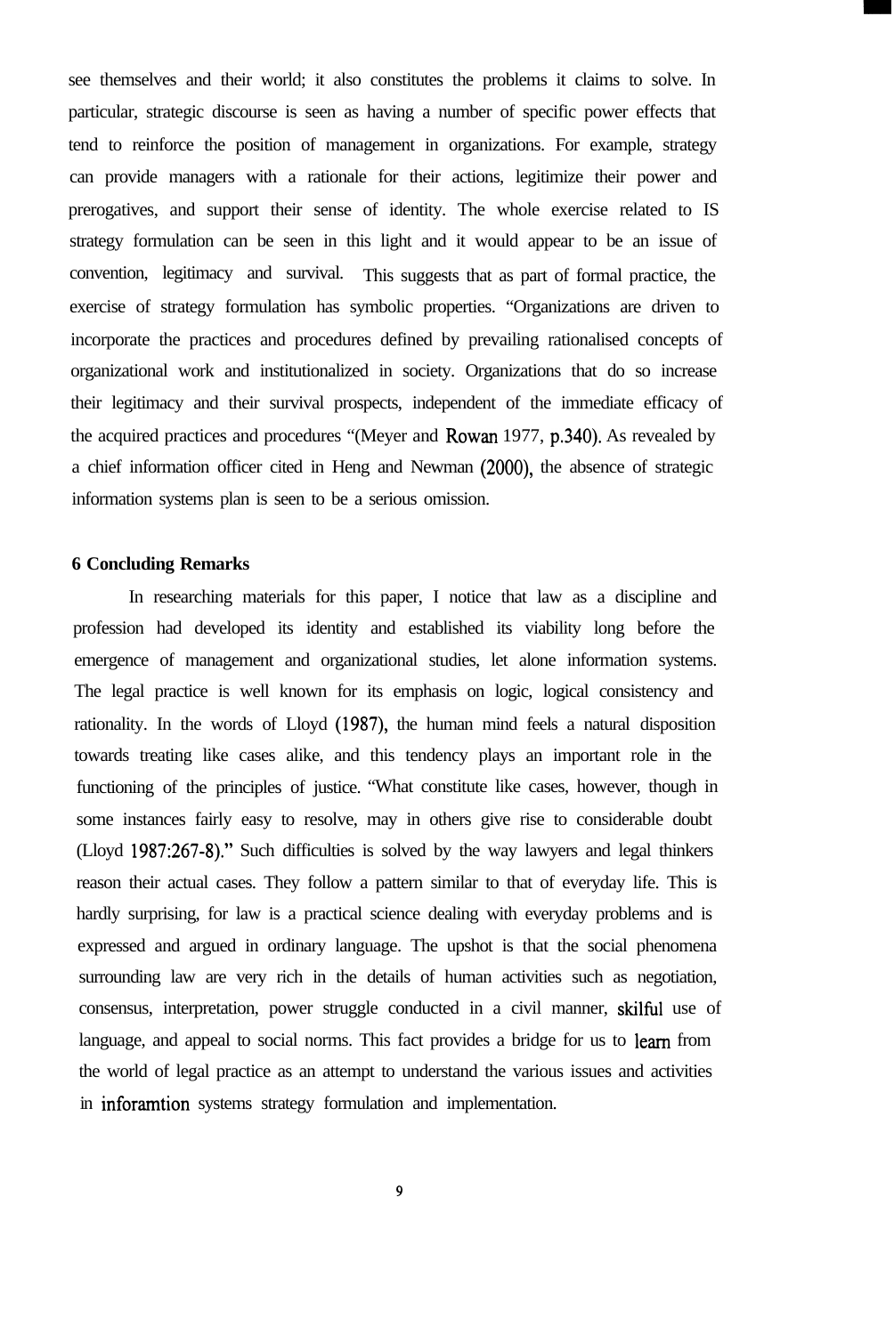see themselves and their world; it also constitutes the problems it claims to solve. In particular, strategic discourse is seen as having a number of specific power effects that tend to reinforce the position of management in organizations. For example, strategy can provide managers with a rationale for their actions, legitimize their power and prerogatives, and support their sense of identity. The whole exercise related to IS strategy formulation can be seen in this light and it would appear to be an issue of convention, legitimacy and survival. This suggests that as part of formal practice, the exercise of strategy formulation has symbolic properties. "Organizations are driven to incorporate the practices and procedures defined by prevailing rationalised concepts of organizational work and institutionalized in society. Organizations that do so increase their legitimacy and their survival prospects, independent of the immediate efficacy of the acquired practices and procedures "(Meyer and Rowan 1977, p.340). As revealed by a chief information officer cited in Heng and Newman (2000), the absence of strategic information systems plan is seen to be a serious omission.

## 6 Concluding Remarks

In researching materials for this paper, I notice that law as a discipline and profession had developed its identity and established its viability long before the emergence of management and organizational studies, let alone information systems. The legal practice is well known for its emphasis on logic, logical consistency and rationality. In the words of Lloyd (1987), the human mind feels a natural disposition towards treating like cases alike, and this tendency plays an important role in the functioning of the principles of justice. "What constitute like cases, however, though in some instances fairly easy to resolve, may in others give rise to considerable doubt (Lloyd 1987:267-8)." Such difficulties is solved by the way lawyers and legal thinkers reason their actual cases. They follow a pattern similar to that of everyday life. This is hardly surprising, for law is a practical science dealing with everyday problems and is expressed and argued in ordinary language. The upshot is that the social phenomena surrounding law are very rich in the details of human activities such as negotiation, consensus, interpretation, power struggle conducted in a civil manner, skilful use of language, and appeal to social norms. This fact provides a bridge for us to learn from the world of legal practice as an attempt to understand the various issues and activities in inforamtion systems strategy formulation and implementation.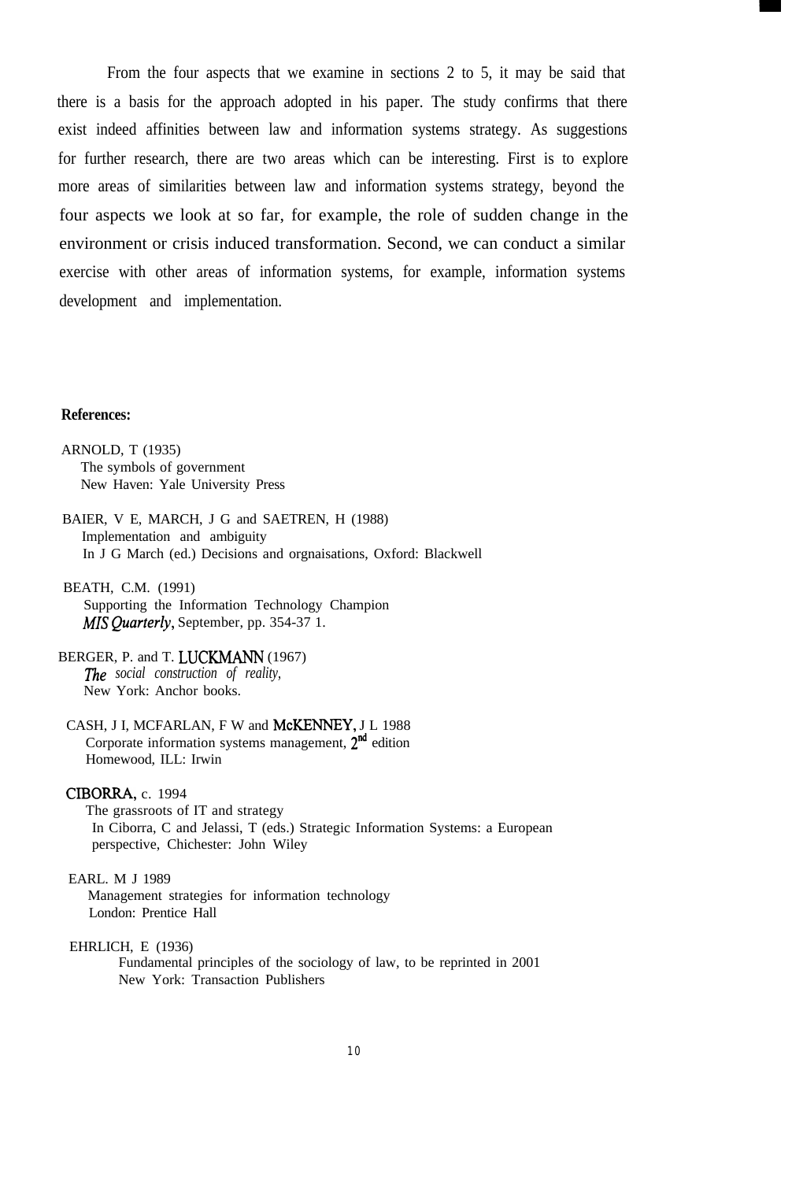From the four aspects that we examine in sections 2 to 5, it may be said that there is a basis for the approach adopted in his paper. The study confirms that there exist indeed affinities between law and information systems strategy. As suggestions for further research, there are two areas which can be interesting. First is to explore more areas of similarities between law and information systems strategy, beyond the four aspects we look at so far, for example, the role of sudden change in the environment or crisis induced transformation. Second, we can conduct a similar exercise with other areas of information systems, for example, information systems development and implementation.

**References:**

ARNOLD, T (1935)
The symbols of government
New Haven: Yale University Press

BAIER, V E, MARCH, J G and SAETREN, H (1988)
Implementation and ambiguity
In J G March (ed.) Decisions and orgnaisations, Oxford: Blackwell

BEATH, C.M. (1991)
Supporting the Information Technology Champion
*MIS Quarterly*, September, pp. 354-37 1.

BERGER, P. and T. LUCKMANN (1967)
*The social construction of reality,*
New York: Anchor books.

CASH, J I, MCFARLAN, F W and McKENNEY, J L 1988
Corporate information systems management, 2nd edition
Homewood, ILL: Irwin

CIBORRA, c. 1994
The grassroots of IT and strategy
In Ciborra, C and Jelassi, T (eds.) Strategic Information Systems: a European perspective, Chichester: John Wiley

EARL. M J 1989
Management strategies for information technology
London: Prentice Hall

EHRLICH, E (1936)
Fundamental principles of the sociology of law, to be reprinted in 2001
New York: Transaction Publishers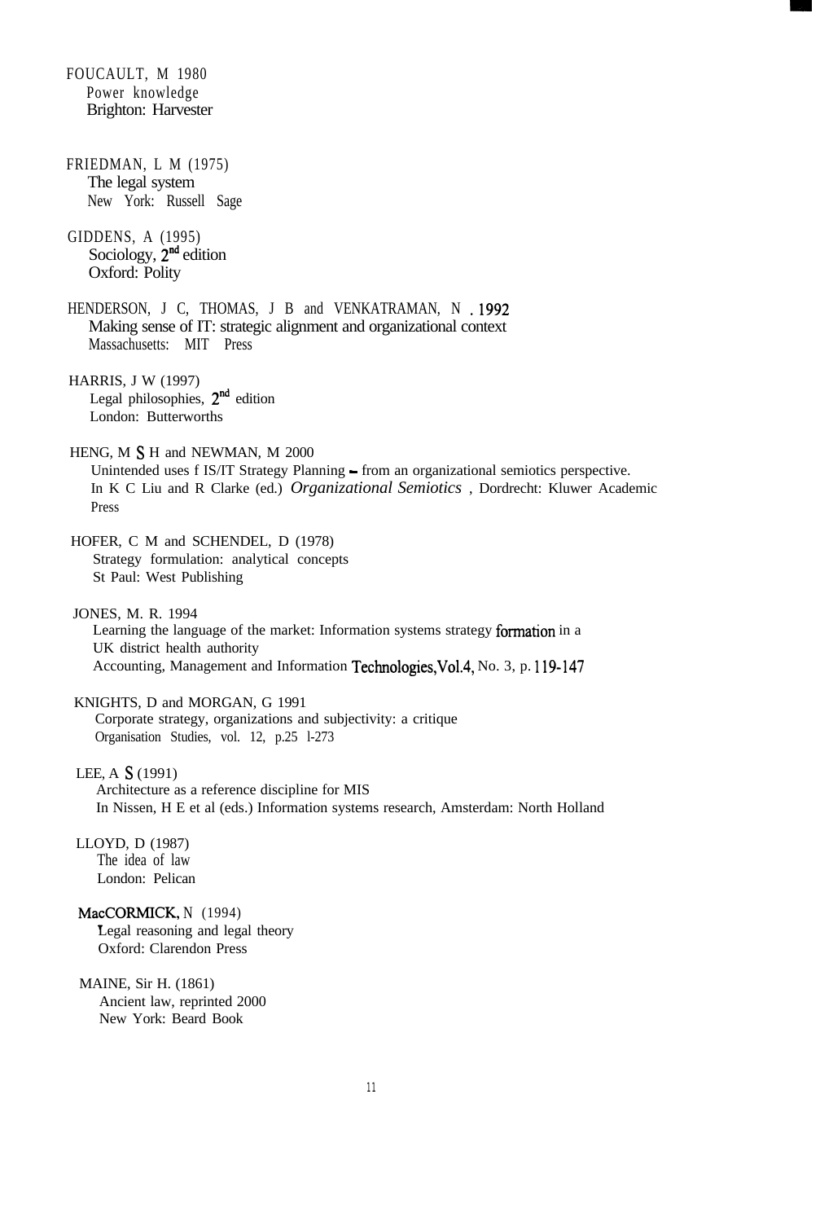FOUCAULT, M 1980
Power knowledge
Brighton: Harvester

FRIEDMAN, L M (1975)
The legal system
New York: Russell Sage

GIDDENS, A (1995)
Sociology, 2nd edition
Oxford: Polity

HENDERSON, J C, THOMAS, J B and VENKATRAMAN, N . 1992
Making sense of IT: strategic alignment and organizational context
Massachusetts: MIT Press

HARRIS, J W (1997)
Legal philosophies, 2nd edition
London: Butterworths

HENG, M S H and NEWMAN, M 2000
Unintended uses f IS/IT Strategy Planning – from an organizational semiotics perspective.
In K C Liu and R Clarke (ed.) *Organizational Semiotics* , Dordrecht: Kluwer Academic Press

HOFER, C M and SCHENDEL, D (1978)
Strategy formulation: analytical concepts
St Paul: West Publishing

JONES, M. R. 1994
Learning the language of the market: Information systems strategy formation in a UK district health authority
Accounting, Management and Information Technologies,Vol.4, No. 3, p. 119-147

KNIGHTS, D and MORGAN, G 1991
Corporate strategy, organizations and subjectivity: a critique
Organisation Studies, vol. 12, p.25 l-273

LEE, A S (1991)
Architecture as a reference discipline for MIS
In Nissen, H E et al (eds.) Information systems research, Amsterdam: North Holland

LLOYD, D (1987)
The idea of law
London: Pelican

MacCORMICK, N (1994)
Legal reasoning and legal theory
Oxford: Clarendon Press

MAINE, Sir H. (1861)
Ancient law, reprinted 2000
New York: Beard Book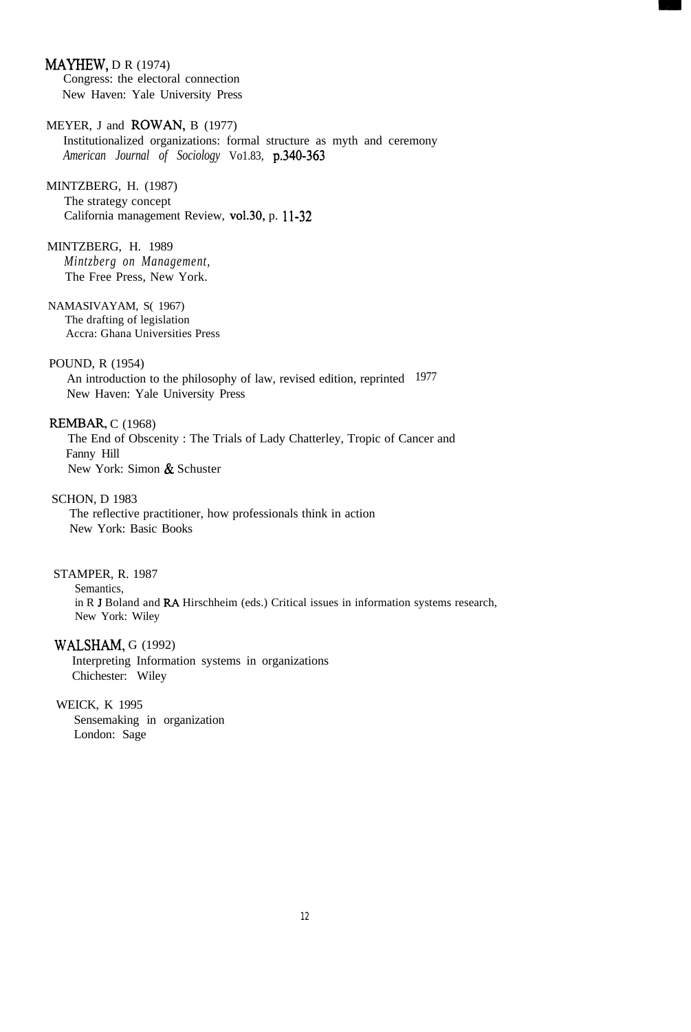MAYHEW, D R (1974)
Congress: the electoral connection
New Haven: Yale University Press

MEYER, J and ROWAN, B (1977)
Institutionalized organizations: formal structure as myth and ceremony
*American Journal of Sociology* Vo1.83, p.340-363

MINTZBERG, H. (1987)
The strategy concept
California management Review, vol.30, p. 11-32

MINTZBERG, H. 1989
*Mintzberg on Management*,
The Free Press, New York.

NAMASIVAYAM, S( 1967)
The drafting of legislation
Accra: Ghana Universities Press

POUND, R (1954)
An introduction to the philosophy of law, revised edition, reprinted 1977
New Haven: Yale University Press

REMBAR, C (1968)
The End of Obscenity : The Trials of Lady Chatterley, Tropic of Cancer and Fanny Hill
New York: Simon & Schuster

SCHON, D 1983
The reflective practitioner, how professionals think in action
New York: Basic Books

STAMPER, R. 1987
Semantics,
in R J Boland and RA Hirschheim (eds.) Critical issues in information systems research,
New York: Wiley

WALSHAM, G (1992)
Interpreting Information systems in organizations
Chichester: Wiley

WEICK, K 1995
Sensemaking in organization
London: Sage